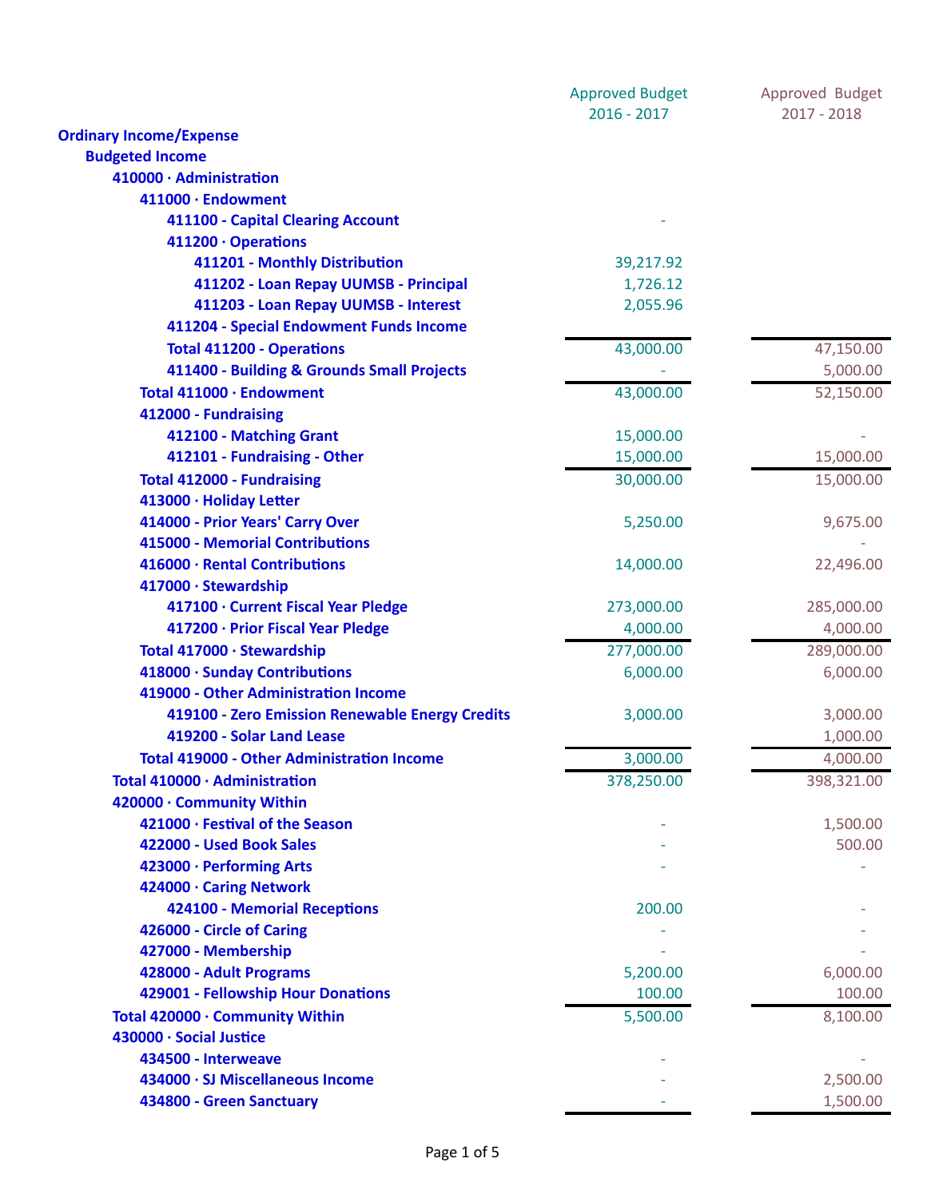| | Approved Budget 2016 - 2017 | Approved Budget 2017 - 2018 |
|---|---|---|
| **Ordinary Income/Expense** | | |
| **Budgeted Income** | | |
| **410000 · Administration** | | |
| **411000 · Endowment** | | |
| **411100 - Capital Clearing Account** | - | |
| **411200 · Operations** | | |
| **411201 - Monthly Distribution** | 39,217.92 | |
| **411202 - Loan Repay UUMSB - Principal** | 1,726.12 | |
| **411203 - Loan Repay UUMSB - Interest** | 2,055.96 | |
| **411204 - Special Endowment Funds Income** | | |
| **Total 411200 - Operations** | 43,000.00 | 47,150.00 |
| **411400 - Building & Grounds Small Projects** | - | 5,000.00 |
| **Total 411000 · Endowment** | 43,000.00 | 52,150.00 |
| **412000 - Fundraising** | | |
| **412100 - Matching Grant** | 15,000.00 | - |
| **412101 - Fundraising - Other** | 15,000.00 | 15,000.00 |
| **Total 412000 - Fundraising** | 30,000.00 | 15,000.00 |
| **413000 · Holiday Letter** | | |
| **414000 - Prior Years' Carry Over** | 5,250.00 | 9,675.00 |
| **415000 - Memorial Contributions** | | - |
| **416000 · Rental Contributions** | 14,000.00 | 22,496.00 |
| **417000 · Stewardship** | | |
| **417100 · Current Fiscal Year Pledge** | 273,000.00 | 285,000.00 |
| **417200 · Prior Fiscal Year Pledge** | 4,000.00 | 4,000.00 |
| **Total 417000 · Stewardship** | 277,000.00 | 289,000.00 |
| **418000 · Sunday Contributions** | 6,000.00 | 6,000.00 |
| **419000 - Other Administration Income** | | |
| **419100 - Zero Emission Renewable Energy Credits** | 3,000.00 | 3,000.00 |
| **419200 - Solar Land Lease** | | 1,000.00 |
| **Total 419000 - Other Administration Income** | 3,000.00 | 4,000.00 |
| **Total 410000 · Administration** | 378,250.00 | 398,321.00 |
| **420000 · Community Within** | | |
| **421000 · Festival of the Season** | - | 1,500.00 |
| **422000 - Used Book Sales** | - | 500.00 |
| **423000 - Performing Arts** | - | - |
| **424000 · Caring Network** | | |
| **424100 - Memorial Receptions** | 200.00 | - |
| **426000 - Circle of Caring** | - | - |
| **427000 - Membership** | - | - |
| **428000 - Adult Programs** | 5,200.00 | 6,000.00 |
| **429001 - Fellowship Hour Donations** | 100.00 | 100.00 |
| **Total 420000 · Community Within** | 5,500.00 | 8,100.00 |
| **430000 · Social Justice** | | |
| **434500 - Interweave** | - | - |
| **434000 · SJ Miscellaneous Income** | - | 2,500.00 |
| **434800 - Green Sanctuary** | - | 1,500.00 |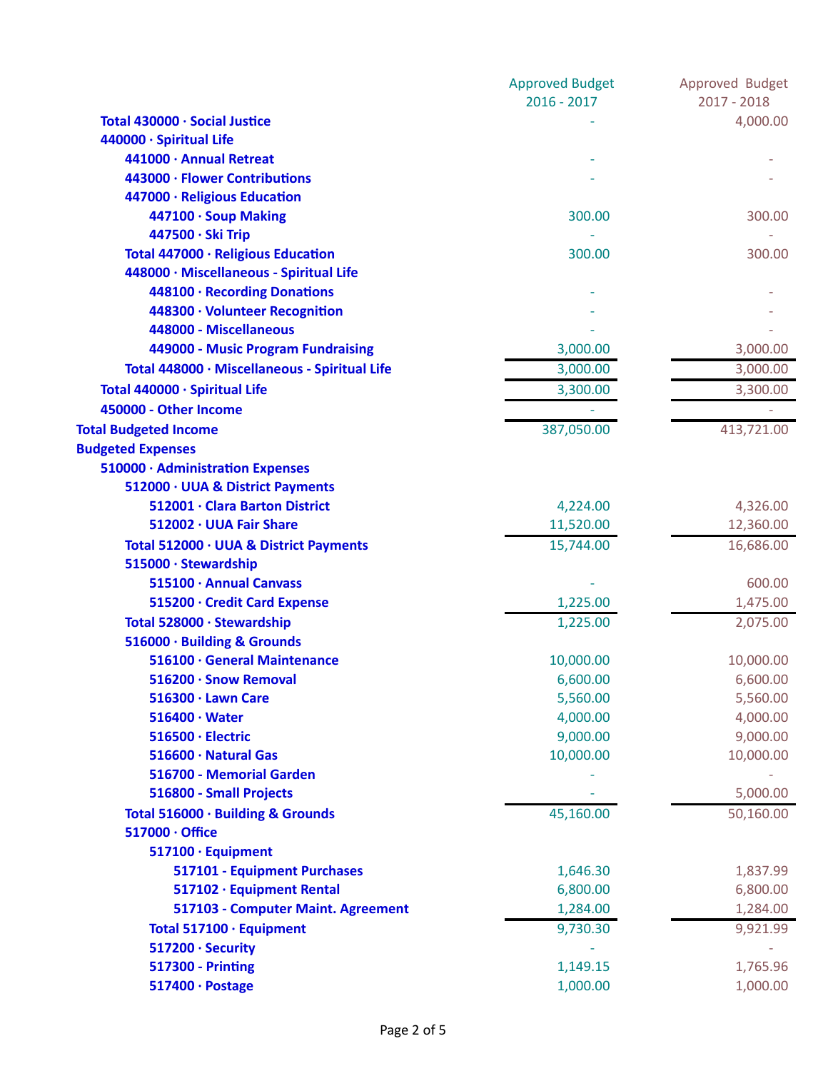| | Approved Budget 2016 - 2017 | Approved Budget 2017 - 2018 |
|---|---|---|
| Total 430000 · Social Justice | - | 4,000.00 |
| 440000 · Spiritual Life | | |
| 441000 · Annual Retreat | - | - |
| 443000 · Flower Contributions | - | - |
| 447000 · Religious Education | | |
| 447100 · Soup Making | 300.00 | 300.00 |
| 447500 · Ski Trip | - | - |
| Total 447000 · Religious Education | 300.00 | 300.00 |
| 448000 · Miscellaneous - Spiritual Life | | |
| 448100 · Recording Donations | - | - |
| 448300 · Volunteer Recognition | - | - |
| 448000 - Miscellaneous | - | - |
| 449000 - Music Program Fundraising | 3,000.00 | 3,000.00 |
| Total 448000 · Miscellaneous - Spiritual Life | 3,000.00 | 3,000.00 |
| Total 440000 · Spiritual Life | 3,300.00 | 3,300.00 |
| 450000 - Other Income | - | - |
| Total Budgeted Income | 387,050.00 | 413,721.00 |
| Budgeted Expenses | | |
| 510000 · Administration Expenses | | |
| 512000 · UUA & District Payments | | |
| 512001 · Clara Barton District | 4,224.00 | 4,326.00 |
| 512002 · UUA Fair Share | 11,520.00 | 12,360.00 |
| Total 512000 · UUA & District Payments | 15,744.00 | 16,686.00 |
| 515000 · Stewardship | | |
| 515100 · Annual Canvass | - | 600.00 |
| 515200 · Credit Card Expense | 1,225.00 | 1,475.00 |
| Total 528000 · Stewardship | 1,225.00 | 2,075.00 |
| 516000 · Building & Grounds | | |
| 516100 · General Maintenance | 10,000.00 | 10,000.00 |
| 516200 · Snow Removal | 6,600.00 | 6,600.00 |
| 516300 · Lawn Care | 5,560.00 | 5,560.00 |
| 516400 · Water | 4,000.00 | 4,000.00 |
| 516500 · Electric | 9,000.00 | 9,000.00 |
| 516600 · Natural Gas | 10,000.00 | 10,000.00 |
| 516700 - Memorial Garden | - | - |
| 516800 - Small Projects | - | 5,000.00 |
| Total 516000 · Building & Grounds | 45,160.00 | 50,160.00 |
| 517000 · Office | | |
| 517100 · Equipment | | |
| 517101 - Equipment Purchases | 1,646.30 | 1,837.99 |
| 517102 · Equipment Rental | 6,800.00 | 6,800.00 |
| 517103 - Computer Maint. Agreement | 1,284.00 | 1,284.00 |
| Total 517100 · Equipment | 9,730.30 | 9,921.99 |
| 517200 · Security | - | - |
| 517300 - Printing | 1,149.15 | 1,765.96 |
| 517400 · Postage | 1,000.00 | 1,000.00 |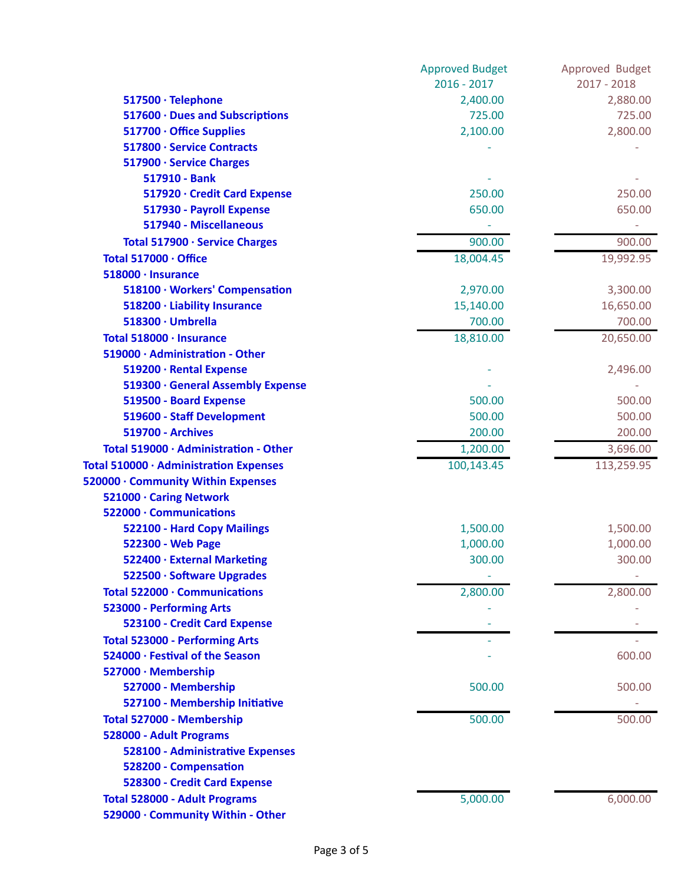| | Approved Budget 2016 - 2017 | Approved Budget 2017 - 2018 |
|---|---|---|
| 517500 · Telephone | 2,400.00 | 2,880.00 |
| 517600 · Dues and Subscriptions | 725.00 | 725.00 |
| 517700 · Office Supplies | 2,100.00 | 2,800.00 |
| 517800 · Service Contracts | - | - |
| 517900 · Service Charges | | |
| 517910 - Bank | - | - |
| 517920 · Credit Card Expense | 250.00 | 250.00 |
| 517930 - Payroll Expense | 650.00 | 650.00 |
| 517940 - Miscellaneous | - | - |
| Total 517900 · Service Charges | 900.00 | 900.00 |
| Total 517000 · Office | 18,004.45 | 19,992.95 |
| 518000 · Insurance | | |
| 518100 · Workers' Compensation | 2,970.00 | 3,300.00 |
| 518200 · Liability Insurance | 15,140.00 | 16,650.00 |
| 518300 · Umbrella | 700.00 | 700.00 |
| Total 518000 · Insurance | 18,810.00 | 20,650.00 |
| 519000 · Administration - Other | | |
| 519200 · Rental Expense | - | 2,496.00 |
| 519300 · General Assembly Expense | - | - |
| 519500 - Board Expense | 500.00 | 500.00 |
| 519600 - Staff Development | 500.00 | 500.00 |
| 519700 - Archives | 200.00 | 200.00 |
| Total 519000 · Administration - Other | 1,200.00 | 3,696.00 |
| Total 510000 · Administration Expenses | 100,143.45 | 113,259.95 |
| 520000 · Community Within Expenses | | |
| 521000 · Caring Network | | |
| 522000 · Communications | | |
| 522100 - Hard Copy Mailings | 1,500.00 | 1,500.00 |
| 522300 - Web Page | 1,000.00 | 1,000.00 |
| 522400 · External Marketing | 300.00 | 300.00 |
| 522500 · Software Upgrades | - | - |
| Total 522000 · Communications | 2,800.00 | 2,800.00 |
| 523000 - Performing Arts | - | - |
| 523100 - Credit Card Expense | - | - |
| Total 523000 - Performing Arts | - | - |
| 524000 · Festival of the Season | - | 600.00 |
| 527000 · Membership | | |
| 527000 - Membership | 500.00 | 500.00 |
| 527100 - Membership Initiative | | - |
| Total 527000 - Membership | 500.00 | 500.00 |
| 528000 - Adult Programs | | |
| 528100 - Administrative Expenses | | |
| 528200 - Compensation | | |
| 528300 - Credit Card Expense | | |
| Total 528000 - Adult Programs | 5,000.00 | 6,000.00 |
| 529000 · Community Within - Other | | |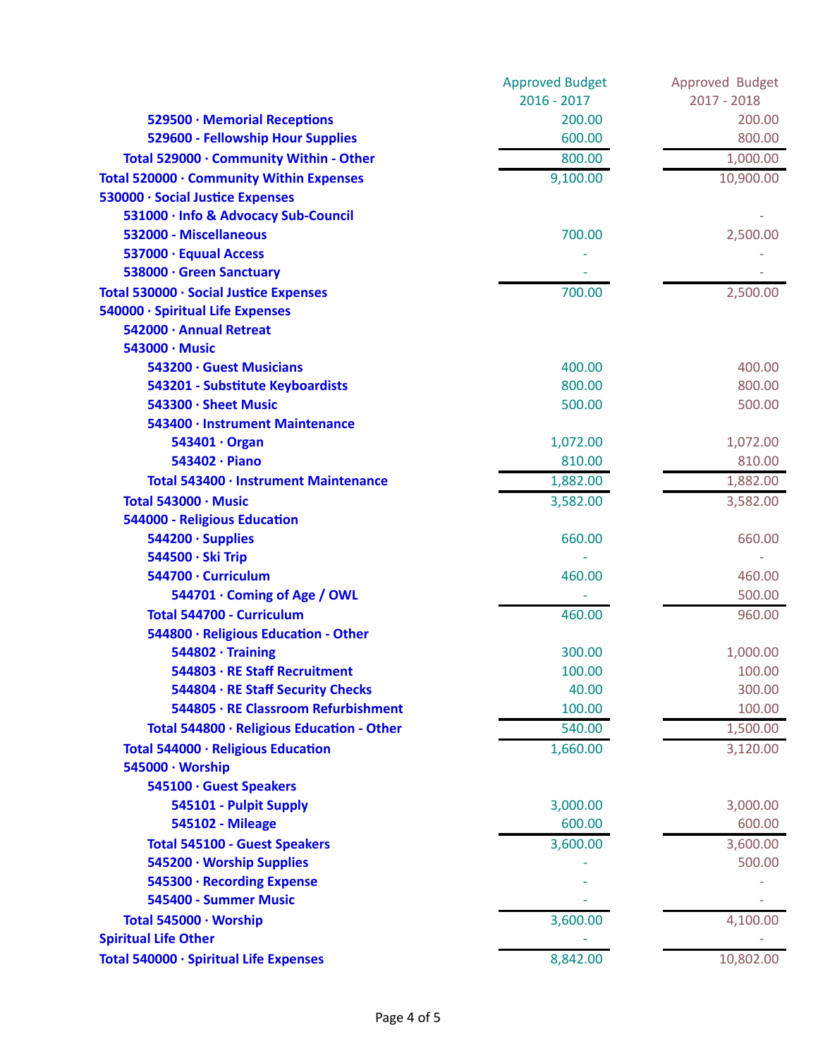| | Approved Budget 2016 - 2017 | Approved Budget 2017 - 2018 |
|---|---|---|
| 529500 · Memorial Receptions | 200.00 | 200.00 |
| 529600 - Fellowship Hour Supplies | 600.00 | 800.00 |
| Total 529000 · Community Within - Other | 800.00 | 1,000.00 |
| Total 520000 · Community Within Expenses | 9,100.00 | 10,900.00 |
| 530000 · Social Justice Expenses | | |
| 531000 · Info & Advocacy Sub-Council | | - |
| 532000 - Miscellaneous | 700.00 | 2,500.00 |
| 537000 · Equual Access | - | - |
| 538000 · Green Sanctuary | - | - |
| Total 530000 · Social Justice Expenses | 700.00 | 2,500.00 |
| 540000 · Spiritual Life Expenses | | |
| 542000 · Annual Retreat | | |
| 543000 · Music | | |
| 543200 · Guest Musicians | 400.00 | 400.00 |
| 543201 - Substitute Keyboardists | 800.00 | 800.00 |
| 543300 · Sheet Music | 500.00 | 500.00 |
| 543400 · Instrument Maintenance | | |
| 543401 · Organ | 1,072.00 | 1,072.00 |
| 543402 · Piano | 810.00 | 810.00 |
| Total 543400 · Instrument Maintenance | 1,882.00 | 1,882.00 |
| Total 543000 · Music | 3,582.00 | 3,582.00 |
| 544000 - Religious Education | | |
| 544200 · Supplies | 660.00 | 660.00 |
| 544500 · Ski Trip | - | - |
| 544700 · Curriculum | 460.00 | 460.00 |
| 544701 · Coming of Age / OWL | - | 500.00 |
| Total 544700 - Curriculum | 460.00 | 960.00 |
| 544800 · Religious Education - Other | | |
| 544802 · Training | 300.00 | 1,000.00 |
| 544803 · RE Staff Recruitment | 100.00 | 100.00 |
| 544804 · RE Staff Security Checks | 40.00 | 300.00 |
| 544805 · RE Classroom Refurbishment | 100.00 | 100.00 |
| Total 544800 · Religious Education - Other | 540.00 | 1,500.00 |
| Total 544000 · Religious Education | 1,660.00 | 3,120.00 |
| 545000 · Worship | | |
| 545100 · Guest Speakers | | |
| 545101 - Pulpit Supply | 3,000.00 | 3,000.00 |
| 545102 - Mileage | 600.00 | 600.00 |
| Total 545100 - Guest Speakers | 3,600.00 | 3,600.00 |
| 545200 · Worship Supplies | - | 500.00 |
| 545300 · Recording Expense | - | - |
| 545400 - Summer Music | - | - |
| Total 545000 · Worship | 3,600.00 | 4,100.00 |
| Spiritual Life Other | - | - |
| Total 540000 · Spiritual Life Expenses | 8,842.00 | 10,802.00 |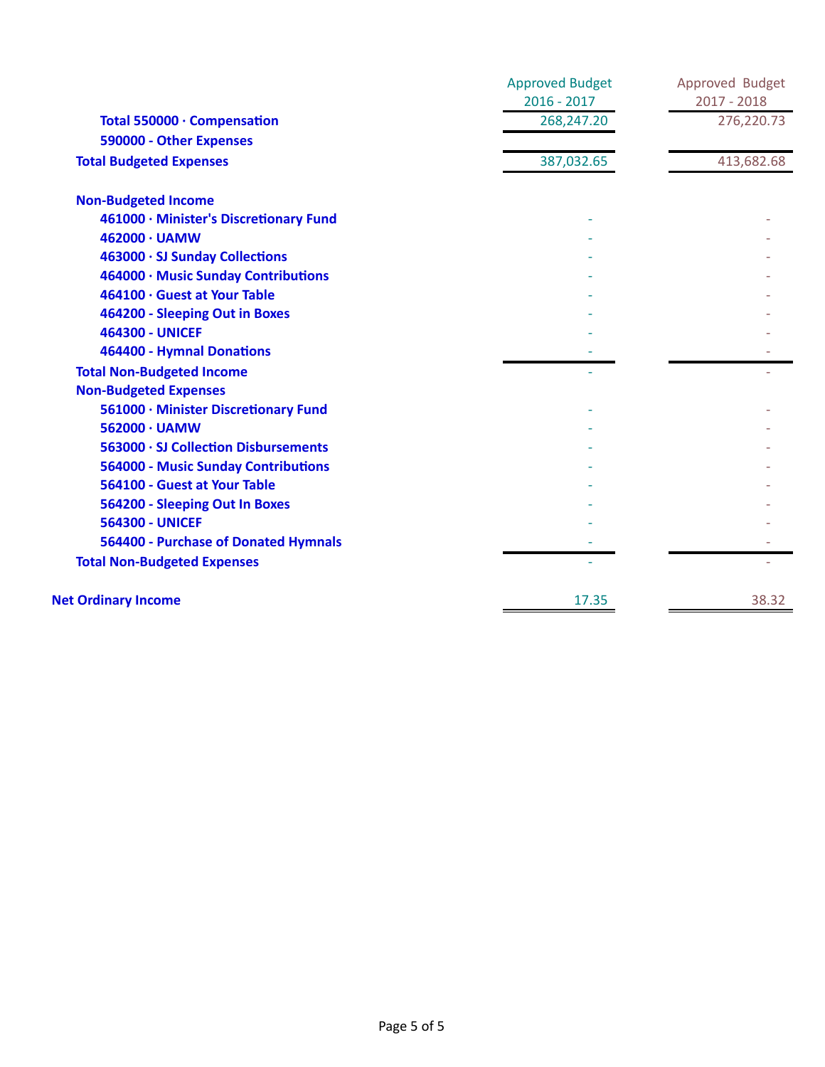| | Approved Budget 2016 - 2017 | Approved Budget 2017 - 2018 |
|---|---|---|
| **Total 550000 · Compensation** | 268,247.20 | 276,220.73 |
| **590000 - Other Expenses** | | |
| **Total Budgeted Expenses** | 387,032.65 | 413,682.68 |
| | | |
| **Non-Budgeted Income** | | |
| **461000 · Minister's Discretionary Fund** | - | - |
| **462000 · UAMW** | - | - |
| **463000 · SJ Sunday Collections** | - | - |
| **464000 · Music Sunday Contributions** | - | - |
| **464100 · Guest at Your Table** | - | - |
| **464200 - Sleeping Out in Boxes** | - | - |
| **464300 - UNICEF** | - | - |
| **464400 - Hymnal Donations** | - | - |
| **Total Non-Budgeted Income** | - | - |
| **Non-Budgeted Expenses** | | |
| **561000 · Minister Discretionary Fund** | - | - |
| **562000 · UAMW** | - | - |
| **563000 · SJ Collection Disbursements** | - | - |
| **564000 - Music Sunday Contributions** | - | - |
| **564100 - Guest at Your Table** | - | - |
| **564200 - Sleeping Out In Boxes** | - | - |
| **564300 - UNICEF** | - | - |
| **564400 - Purchase of Donated Hymnals** | - | - |
| **Total Non-Budgeted Expenses** | - | - |
| | | |
| **Net Ordinary Income** | 17.35 | 38.32 |